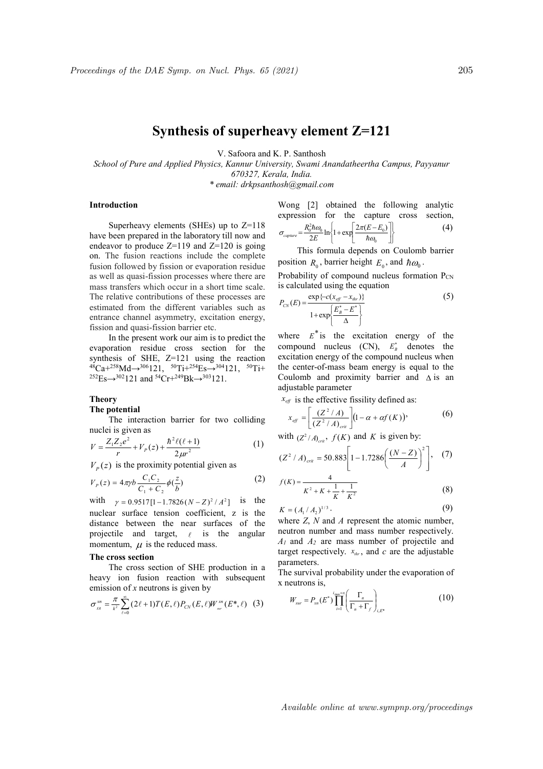# Synthesis of superheavy element Z=121

V. Safoora and K. P. Santhosh

*School of Pure and Applied Physics, Kannur University, Swami Anandatheertha Campus, Payyanur 670327, Kerala, India.*

*\* email: drkpsanthosh@gmail.com*

### Introduction

Superheavy elements (SHEs) up to Z=118 have been prepared in the laboratory till now and endeavor to produce Z=119 and Z=120 is going on. The fusion reactions include the complete fusion followed by fission or evaporation residue as well as quasi-fission processes where there are mass transfers which occur in a short time scale. The relative contributions of these processes are estimated from the different variables such as entrance channel asymmetry, excitation energy, fission and quasi-fission barrier etc.

In the present work our aim is to predict the evaporation residue cross section for the synthesis of SHE, Z=121 using the reaction $^{48}Ca+^{258}Md\rightarrow^{306}121$, $^{50}Ti+^{254}Es\rightarrow^{304}121$, $^{50}Ti+^{252}Es\rightarrow^{302}121$ and $^{54}Cr+^{249}Bk\rightarrow^{303}121$.

### Theory

#### The potential

The interaction barrier for two colliding nuclei is given as

$$V = \frac{Z_1 Z_2 e^2}{r} + V_P(z) + \frac{\hbar^2 \ell(\ell+1)}{2\mu r^2} \tag{1}$$

$V_P(z)$ is the proximity potential given as

$$V_P(z) = 4\pi\gamma b \frac{C_1 C_2}{C_1 + C_2} \phi\left(\frac{z}{b}\right) \tag{2}$$

with $\gamma = 0.9517[1 - 1.7826(N-Z)^2/A^2]$ is the nuclear surface tension coefficient, z is the distance between the near surfaces of the projectile and target, $\ell$ is the angular momentum, $\mu$ is the reduced mass.

#### The cross section

The cross section of SHE production in a heavy ion fusion reaction with subsequent emission of *x* neutrons is given by

$$\sigma_{ER}^{xn} = \frac{\pi}{k^2} \sum_{\ell=0}^{\infty} (2\ell+1) T(E,\ell) P_{CN}(E,\ell) W_{sur}^{xn}(E^*,\ell) \tag{3}$$

Wong [2] obtained the following analytic expression for the capture cross section,

$$\sigma_{capture} = \frac{R_0^2 \hbar\omega_0}{2E} \ln\left\{1 + \exp\left[\frac{2\pi(E - E_0)}{\hbar\omega_0}\right]\right\} \tag{4}$$

This formula depends on Coulomb barrier position $R_0$, barrier height $E_0$, and $\hbar\omega_0$.

Probability of compound nucleus formation $P_{CN}$ is calculated using the equation

$$P_{CN}(E) = \frac{\exp\{-c(x_{eff} - x_{thr})\}}{1 + \exp\left\{\frac{E_B^* - E^*}{\Delta}\right\}} \tag{5}$$

where $E^*$ is the excitation energy of the compound nucleus (CN), $E_B^*$ denotes the excitation energy of the compound nucleus when the center-of-mass beam energy is equal to the Coulomb and proximity barrier and $\Delta$ is an adjustable parameter

$x_{eff}$ is the effective fissility defined as:

$$x_{eff} = \left[\frac{(Z^2/A)}{(Z^2/A)_{crit}}\right]\left(1 - \alpha + \alpha f(K)\right), \tag{6}$$

with $(Z^2/A)_{crit}$, $f(K)$ and $K$ is given by:

$$(Z^2/A)_{crit} = 50.883\left[1 - 1.7286\left(\frac{(N-Z)}{A}\right)^2\right], \tag{7}$$

$$f(K) = \frac{4}{K^2 + K + \frac{1}{K} + \frac{1}{K^2}} \tag{8}$$

$$K = (A_1/A_2)^{1/3}. \tag{9}$$

where *Z*, *N* and *A* represent the atomic number, neutron number and mass number respectively. $A_1$ and $A_2$ are mass number of projectile and target respectively. $x_{thr}$, and $c$ are the adjustable parameters.

The survival probability under the evaporation of x neutrons is,

$$W_{sur} = P_{xn}(E^*) \prod_{i=1}^{i_{max}=x} \left(\frac{\Gamma_n}{\Gamma_n + \Gamma_f}\right)_{i,E^*} \tag{10}$$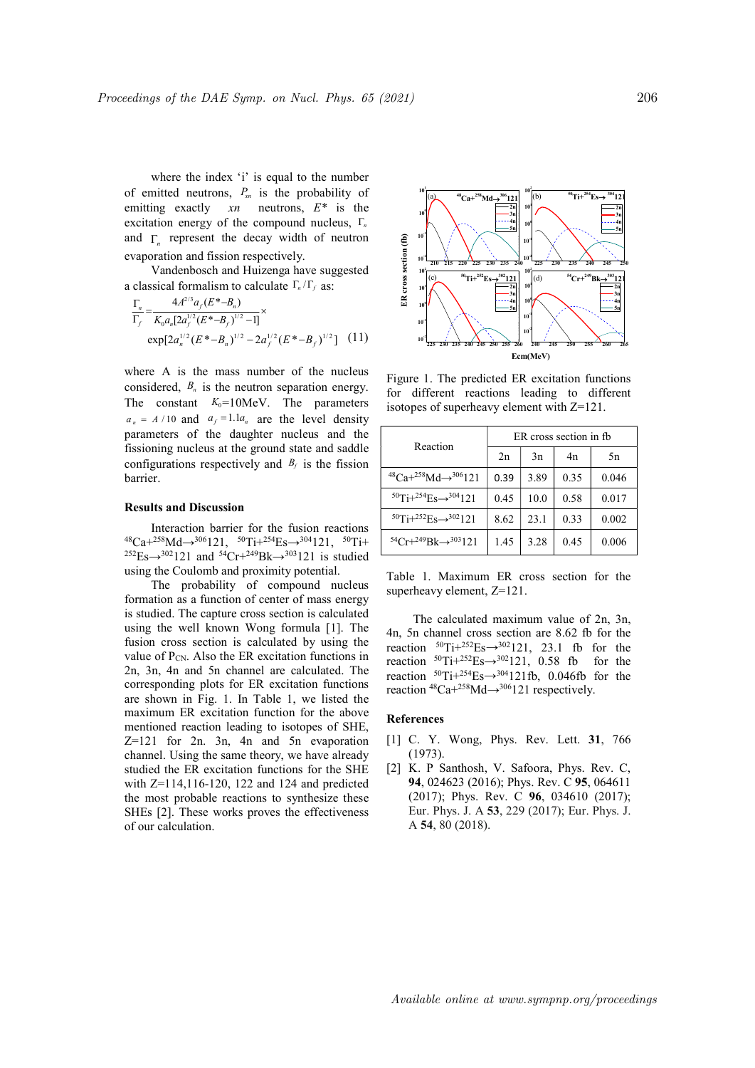where the index 'i' is equal to the number of emitted neutrons, $P_{xn}$ is the probability of emitting exactly $xn$ neutrons, $E^*$ is the excitation energy of the compound nucleus, $\Gamma_n$ and $\Gamma_f$ represent the decay width of neutron evaporation and fission respectively.

Vandenbosch and Huizenga have suggested a classical formalism to calculate $\Gamma_n/\Gamma_f$ as:

$$\frac{\Gamma_n}{\Gamma_f}=\frac{4A^{2/3}a_f(E^*-B_n)}{K_0 a_n[2a_f^{1/2}(E^*-B_f)^{1/2}-1]}\times \exp[2a_n^{1/2}(E^*-B_n)^{1/2}-2a_f^{1/2}(E^*-B_f)^{1/2}] \quad (11)$$

where A is the mass number of the nucleus considered, $B_n$ is the neutron separation energy. The constant $K_0$=10MeV. The parameters $a_n = A/10$ and $a_f = 1.1a_n$ are the level density parameters of the daughter nucleus and the fissioning nucleus at the ground state and saddle configurations respectively and $B_f$ is the fission barrier.

## Results and Discussion

Interaction barrier for the fusion reactions $^{48}$Ca+$^{258}$Md→$^{306}$121, $^{50}$Ti+$^{254}$Es→$^{304}$121, $^{50}$Ti+$^{252}$Es→$^{302}$121 and $^{54}$Cr+$^{249}$Bk→$^{303}$121 is studied using the Coulomb and proximity potential.

The probability of compound nucleus formation as a function of center of mass energy is studied. The capture cross section is calculated using the well known Wong formula [1]. The fusion cross section is calculated by using the value of $P_{CN}$. Also the ER excitation functions in 2n, 3n, 4n and 5n channel are calculated. The corresponding plots for ER excitation functions are shown in Fig. 1. In Table 1, we listed the maximum ER excitation function for the above mentioned reaction leading to isotopes of SHE, Z=121 for 2n. 3n, 4n and 5n evaporation channel. Using the same theory, we have already studied the ER excitation functions for the SHE with Z=114,116-120, 122 and 124 and predicted the most probable reactions to synthesize these SHEs [2]. These works proves the effectiveness of our calculation.

(a) $^{48}$Ca+$^{258}$Md→$^{306}$121
(b) $^{50}$Ti+$^{254}$Es→$^{304}$121
(c) $^{50}$Ti+$^{252}$Es→$^{302}$121
(d) $^{54}$Cr+$^{249}$Bk→$^{303}$121
2n
3n
4n
5n
ER cross section (fb)
Ecm(MeV)

Figure 1. The predicted ER excitation functions for different reactions leading to different isotopes of superheavy element with Z=121.

| Reaction | ER cross section in fb | | | |
|---|---|---|---|---|
| | 2n | 3n | 4n | 5n |
| $^{48}$Ca+$^{258}$Md→$^{306}$121 | 0.39 | 3.89 | 0.35 | 0.046 |
| $^{50}$Ti+$^{254}$Es→$^{304}$121 | 0.45 | 10.0 | 0.58 | 0.017 |
| $^{50}$Ti+$^{252}$Es→$^{302}$121 | 8.62 | 23.1 | 0.33 | 0.002 |
| $^{54}$Cr+$^{249}$Bk→$^{303}$121 | 1.45 | 3.28 | 0.45 | 0.006 |

Table 1. Maximum ER cross section for the superheavy element, Z=121.

The calculated maximum value of 2n, 3n, 4n, 5n channel cross section are 8.62 fb for the reaction $^{50}$Ti+$^{252}$Es→$^{302}$121, 23.1 fb for the reaction $^{50}$Ti+$^{252}$Es→$^{302}$121, 0.58 fb for the reaction $^{50}$Ti+$^{254}$Es→$^{304}$121fb, 0.046fb for the reaction $^{48}$Ca+$^{258}$Md→$^{306}$121 respectively.

## References

[1] C. Y. Wong, Phys. Rev. Lett. **31**, 766 (1973).

[2] K. P Santhosh, V. Safoora, Phys. Rev. C, **94**, 024623 (2016); Phys. Rev. C **95**, 064611 (2017); Phys. Rev. C **96**, 034610 (2017); Eur. Phys. J. A **53**, 229 (2017); Eur. Phys. J. A **54**, 80 (2018).